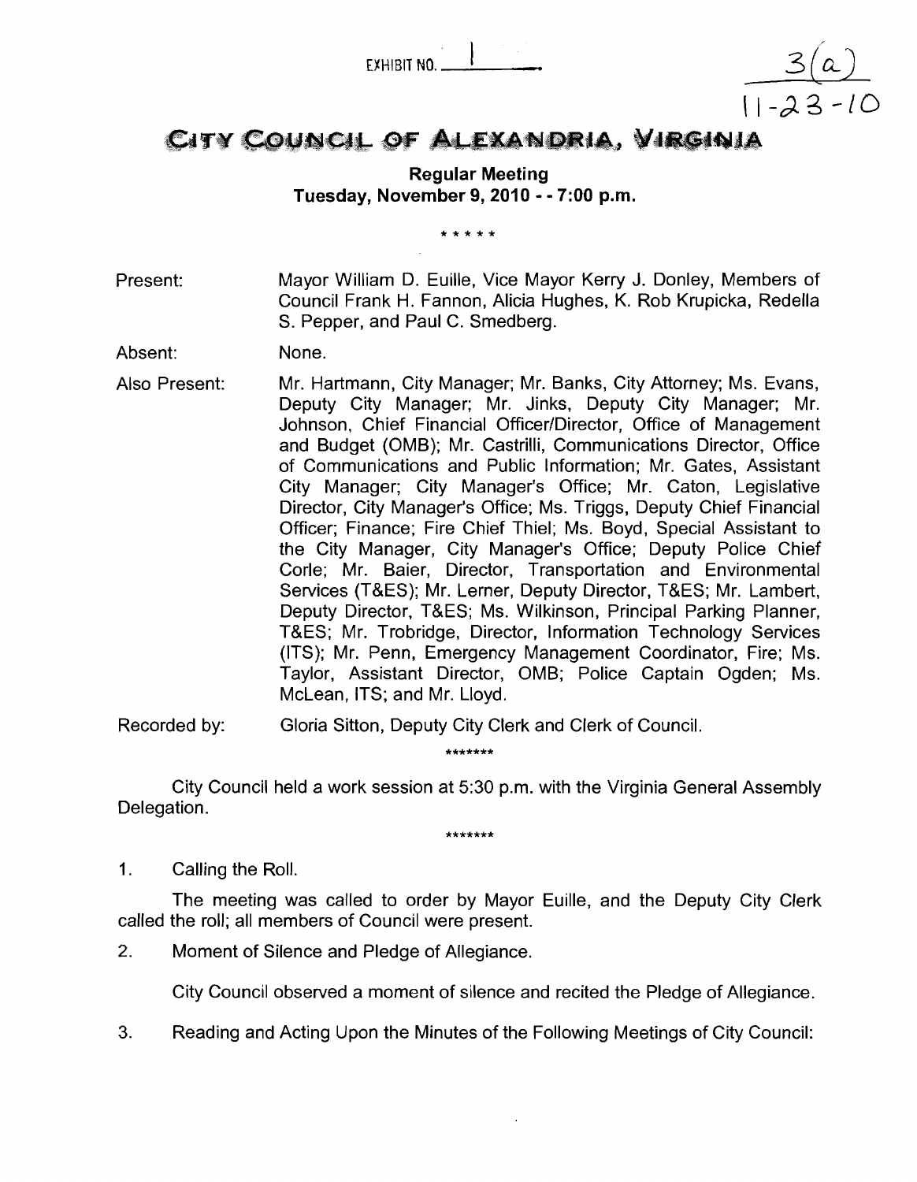EXHIBIT NO. 1

3(a)
11-23-10

# CITY COUNCIL OF ALEXANDRIA, VIRGINIA

**Regular Meeting**
**Tuesday, November 9, 2010 - - 7:00 p.m.**

\* \* \* \* \*

Present: Mayor William D. Euille, Vice Mayor Kerry J. Donley, Members of Council Frank H. Fannon, Alicia Hughes, K. Rob Krupicka, Redella S. Pepper, and Paul C. Smedberg.

Absent: None.

Also Present: Mr. Hartmann, City Manager; Mr. Banks, City Attorney; Ms. Evans, Deputy City Manager; Mr. Jinks, Deputy City Manager; Mr. Johnson, Chief Financial Officer/Director, Office of Management and Budget (OMB); Mr. Castrilli, Communications Director, Office of Communications and Public Information; Mr. Gates, Assistant City Manager; City Manager's Office; Mr. Caton, Legislative Director, City Manager's Office; Ms. Triggs, Deputy Chief Financial Officer; Finance; Fire Chief Thiel; Ms. Boyd, Special Assistant to the City Manager, City Manager's Office; Deputy Police Chief Corle; Mr. Baier, Director, Transportation and Environmental Services (T&ES); Mr. Lerner, Deputy Director, T&ES; Mr. Lambert, Deputy Director, T&ES; Ms. Wilkinson, Principal Parking Planner, T&ES; Mr. Trobridge, Director, Information Technology Services (ITS); Mr. Penn, Emergency Management Coordinator, Fire; Ms. Taylor, Assistant Director, OMB; Police Captain Ogden; Ms. McLean, ITS; and Mr. Lloyd.

Recorded by: Gloria Sitton, Deputy City Clerk and Clerk of Council.

\*\*\*\*\*\*\*

City Council held a work session at 5:30 p.m. with the Virginia General Assembly Delegation.

\*\*\*\*\*\*\*

1. Calling the Roll.

The meeting was called to order by Mayor Euille, and the Deputy City Clerk called the roll; all members of Council were present.

2. Moment of Silence and Pledge of Allegiance.

City Council observed a moment of silence and recited the Pledge of Allegiance.

3. Reading and Acting Upon the Minutes of the Following Meetings of City Council: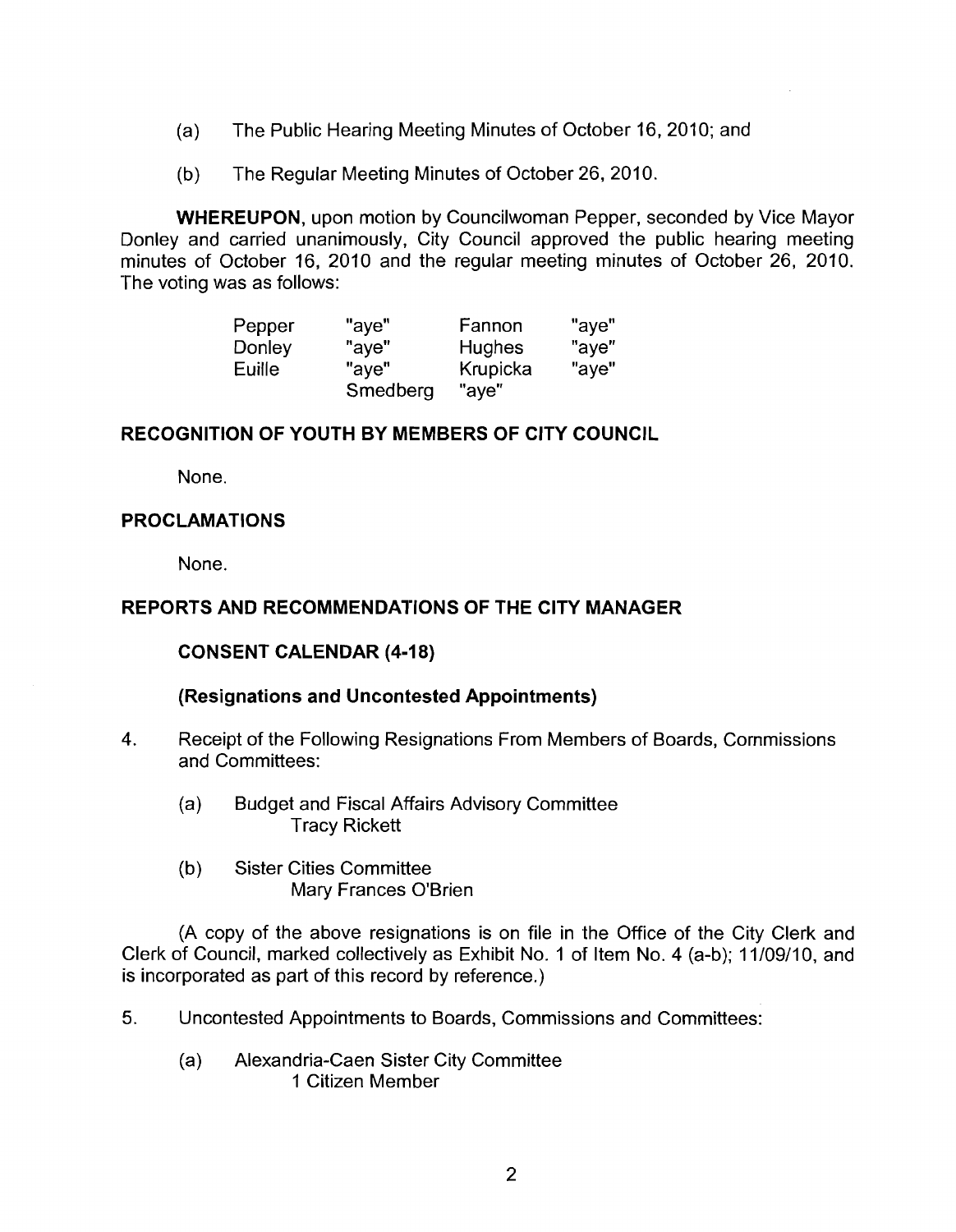(a) The Public Hearing Meeting Minutes of October 16, 2010; and

(b) The Regular Meeting Minutes of October 26, 2010.

**WHEREUPON**, upon motion by Councilwoman Pepper, seconded by Vice Mayor Donley and carried unanimously, City Council approved the public hearing meeting minutes of October 16, 2010 and the regular meeting minutes of October 26, 2010. The voting was as follows:

| | | | |
|---|---|---|---|
| Pepper | "aye" | Fannon | "aye" |
| Donley | "aye" | Hughes | "aye" |
| Euille | "aye" | Krupicka | "aye" |
| | Smedberg | "aye" | |

**RECOGNITION OF YOUTH BY MEMBERS OF CITY COUNCIL**

None.

**PROCLAMATIONS**

None.

**REPORTS AND RECOMMENDATIONS OF THE CITY MANAGER**

**CONSENT CALENDAR (4-18)**

**(Resignations and Uncontested Appointments)**

4. Receipt of the Following Resignations From Members of Boards, Commissions and Committees:

   (a) Budget and Fiscal Affairs Advisory Committee
   Tracy Rickett

   (b) Sister Cities Committee
   Mary Frances O'Brien

(A copy of the above resignations is on file in the Office of the City Clerk and Clerk of Council, marked collectively as Exhibit No. 1 of Item No. 4 (a-b); 11/09/10, and is incorporated as part of this record by reference.)

5. Uncontested Appointments to Boards, Commissions and Committees:

   (a) Alexandria-Caen Sister City Committee
   1 Citizen Member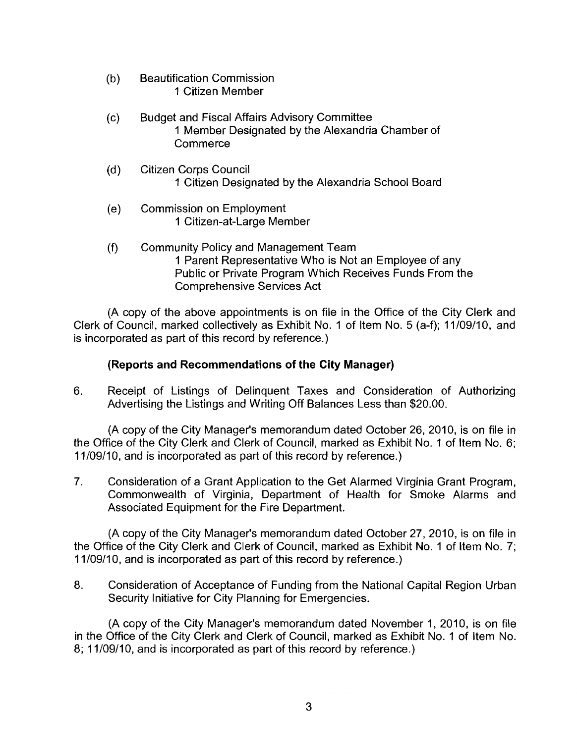(b) Beautification Commission
   1 Citizen Member

(c) Budget and Fiscal Affairs Advisory Committee
   1 Member Designated by the Alexandria Chamber of Commerce

(d) Citizen Corps Council
   1 Citizen Designated by the Alexandria School Board

(e) Commission on Employment
   1 Citizen-at-Large Member

(f) Community Policy and Management Team
   1 Parent Representative Who is Not an Employee of any Public or Private Program Which Receives Funds From the Comprehensive Services Act

(A copy of the above appointments is on file in the Office of the City Clerk and Clerk of Council, marked collectively as Exhibit No. 1 of Item No. 5 (a-f); 11/09/10, and is incorporated as part of this record by reference.)

**(Reports and Recommendations of the City Manager)**

6. Receipt of Listings of Delinquent Taxes and Consideration of Authorizing Advertising the Listings and Writing Off Balances Less than $20.00.

(A copy of the City Manager's memorandum dated October 26, 2010, is on file in the Office of the City Clerk and Clerk of Council, marked as Exhibit No. 1 of Item No. 6; 11/09/10, and is incorporated as part of this record by reference.)

7. Consideration of a Grant Application to the Get Alarmed Virginia Grant Program, Commonwealth of Virginia, Department of Health for Smoke Alarms and Associated Equipment for the Fire Department.

(A copy of the City Manager's memorandum dated October 27, 2010, is on file in the Office of the City Clerk and Clerk of Council, marked as Exhibit No. 1 of Item No. 7; 11/09/10, and is incorporated as part of this record by reference.)

8. Consideration of Acceptance of Funding from the National Capital Region Urban Security Initiative for City Planning for Emergencies.

(A copy of the City Manager's memorandum dated November 1, 2010, is on file in the Office of the City Clerk and Clerk of Council, marked as Exhibit No. 1 of Item No. 8; 11/09/10, and is incorporated as part of this record by reference.)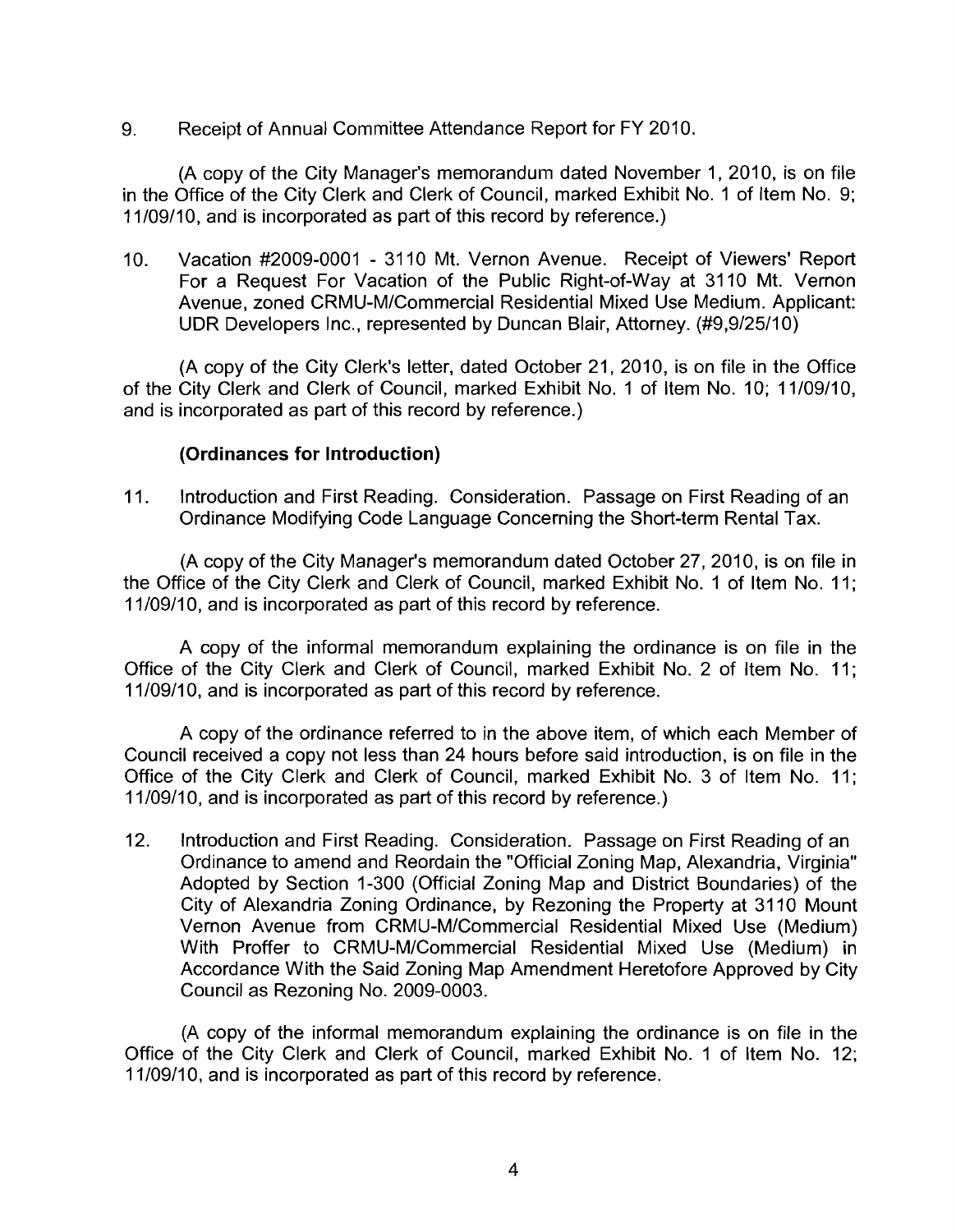9. Receipt of Annual Committee Attendance Report for FY 2010.

(A copy of the City Manager's memorandum dated November 1, 2010, is on file in the Office of the City Clerk and Clerk of Council, marked Exhibit No. 1 of Item No. 9; 11/09/10, and is incorporated as part of this record by reference.)

10. Vacation #2009-0001 - 3110 Mt. Vernon Avenue. Receipt of Viewers' Report For a Request For Vacation of the Public Right-of-Way at 3110 Mt. Vernon Avenue, zoned CRMU-M/Commercial Residential Mixed Use Medium. Applicant: UDR Developers Inc., represented by Duncan Blair, Attorney. (#9,9/25/10)

(A copy of the City Clerk's letter, dated October 21, 2010, is on file in the Office of the City Clerk and Clerk of Council, marked Exhibit No. 1 of Item No. 10; 11/09/10, and is incorporated as part of this record by reference.)

**(Ordinances for Introduction)**

11. Introduction and First Reading. Consideration. Passage on First Reading of an Ordinance Modifying Code Language Concerning the Short-term Rental Tax.

(A copy of the City Manager's memorandum dated October 27, 2010, is on file in the Office of the City Clerk and Clerk of Council, marked Exhibit No. 1 of Item No. 11; 11/09/10, and is incorporated as part of this record by reference.

A copy of the informal memorandum explaining the ordinance is on file in the Office of the City Clerk and Clerk of Council, marked Exhibit No. 2 of Item No. 11; 11/09/10, and is incorporated as part of this record by reference.

A copy of the ordinance referred to in the above item, of which each Member of Council received a copy not less than 24 hours before said introduction, is on file in the Office of the City Clerk and Clerk of Council, marked Exhibit No. 3 of Item No. 11; 11/09/10, and is incorporated as part of this record by reference.)

12. Introduction and First Reading. Consideration. Passage on First Reading of an Ordinance to amend and Reordain the "Official Zoning Map, Alexandria, Virginia" Adopted by Section 1-300 (Official Zoning Map and District Boundaries) of the City of Alexandria Zoning Ordinance, by Rezoning the Property at 3110 Mount Vernon Avenue from CRMU-M/Commercial Residential Mixed Use (Medium) With Proffer to CRMU-M/Commercial Residential Mixed Use (Medium) in Accordance With the Said Zoning Map Amendment Heretofore Approved by City Council as Rezoning No. 2009-0003.

(A copy of the informal memorandum explaining the ordinance is on file in the Office of the City Clerk and Clerk of Council, marked Exhibit No. 1 of Item No. 12; 11/09/10, and is incorporated as part of this record by reference.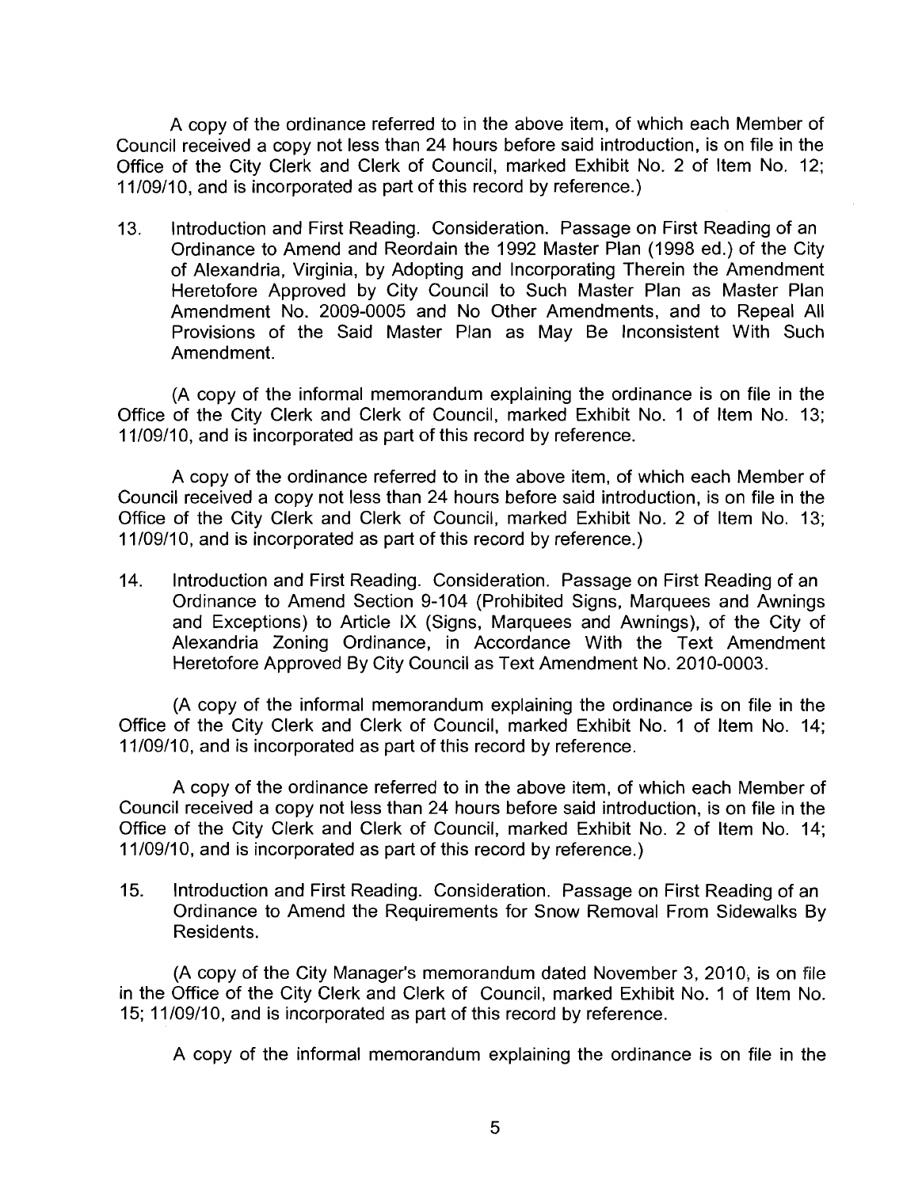A copy of the ordinance referred to in the above item, of which each Member of Council received a copy not less than 24 hours before said introduction, is on file in the Office of the City Clerk and Clerk of Council, marked Exhibit No. 2 of Item No. 12; 11/09/10, and is incorporated as part of this record by reference.)

13. Introduction and First Reading. Consideration. Passage on First Reading of an Ordinance to Amend and Reordain the 1992 Master Plan (1998 ed.) of the City of Alexandria, Virginia, by Adopting and Incorporating Therein the Amendment Heretofore Approved by City Council to Such Master Plan as Master Plan Amendment No. 2009-0005 and No Other Amendments, and to Repeal All Provisions of the Said Master Plan as May Be Inconsistent With Such Amendment.

(A copy of the informal memorandum explaining the ordinance is on file in the Office of the City Clerk and Clerk of Council, marked Exhibit No. 1 of Item No. 13; 11/09/10, and is incorporated as part of this record by reference.

A copy of the ordinance referred to in the above item, of which each Member of Council received a copy not less than 24 hours before said introduction, is on file in the Office of the City Clerk and Clerk of Council, marked Exhibit No. 2 of Item No. 13; 11/09/10, and is incorporated as part of this record by reference.)

14. Introduction and First Reading. Consideration. Passage on First Reading of an Ordinance to Amend Section 9-104 (Prohibited Signs, Marquees and Awnings and Exceptions) to Article IX (Signs, Marquees and Awnings), of the City of Alexandria Zoning Ordinance, in Accordance With the Text Amendment Heretofore Approved By City Council as Text Amendment No. 2010-0003.

(A copy of the informal memorandum explaining the ordinance is on file in the Office of the City Clerk and Clerk of Council, marked Exhibit No. 1 of Item No. 14; 11/09/10, and is incorporated as part of this record by reference.

A copy of the ordinance referred to in the above item, of which each Member of Council received a copy not less than 24 hours before said introduction, is on file in the Office of the City Clerk and Clerk of Council, marked Exhibit No. 2 of Item No. 14; 11/09/10, and is incorporated as part of this record by reference.)

15. Introduction and First Reading. Consideration. Passage on First Reading of an Ordinance to Amend the Requirements for Snow Removal From Sidewalks By Residents.

(A copy of the City Manager's memorandum dated November 3, 2010, is on file in the Office of the City Clerk and Clerk of Council, marked Exhibit No. 1 of Item No. 15; 11/09/10, and is incorporated as part of this record by reference.

A copy of the informal memorandum explaining the ordinance is on file in the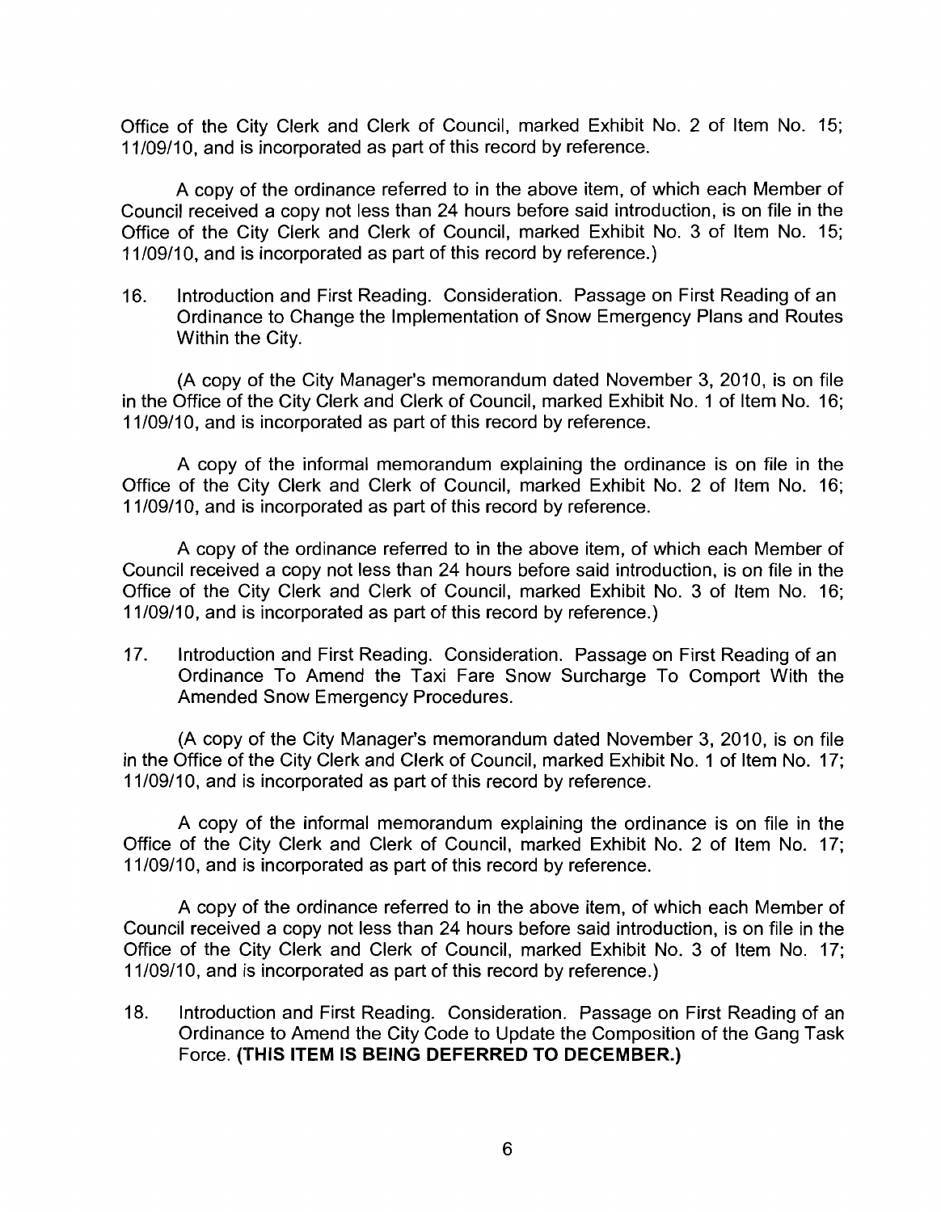Office of the City Clerk and Clerk of Council, marked Exhibit No. 2 of Item No. 15; 11/09/10, and is incorporated as part of this record by reference.

A copy of the ordinance referred to in the above item, of which each Member of Council received a copy not less than 24 hours before said introduction, is on file in the Office of the City Clerk and Clerk of Council, marked Exhibit No. 3 of Item No. 15; 11/09/10, and is incorporated as part of this record by reference.)

16. Introduction and First Reading. Consideration. Passage on First Reading of an Ordinance to Change the Implementation of Snow Emergency Plans and Routes Within the City.

(A copy of the City Manager's memorandum dated November 3, 2010, is on file in the Office of the City Clerk and Clerk of Council, marked Exhibit No. 1 of Item No. 16; 11/09/10, and is incorporated as part of this record by reference.

A copy of the informal memorandum explaining the ordinance is on file in the Office of the City Clerk and Clerk of Council, marked Exhibit No. 2 of Item No. 16; 11/09/10, and is incorporated as part of this record by reference.

A copy of the ordinance referred to in the above item, of which each Member of Council received a copy not less than 24 hours before said introduction, is on file in the Office of the City Clerk and Clerk of Council, marked Exhibit No. 3 of Item No. 16; 11/09/10, and is incorporated as part of this record by reference.)

17. Introduction and First Reading. Consideration. Passage on First Reading of an Ordinance To Amend the Taxi Fare Snow Surcharge To Comport With the Amended Snow Emergency Procedures.

(A copy of the City Manager's memorandum dated November 3, 2010, is on file in the Office of the City Clerk and Clerk of Council, marked Exhibit No. 1 of Item No. 17; 11/09/10, and is incorporated as part of this record by reference.

A copy of the informal memorandum explaining the ordinance is on file in the Office of the City Clerk and Clerk of Council, marked Exhibit No. 2 of Item No. 17; 11/09/10, and is incorporated as part of this record by reference.

A copy of the ordinance referred to in the above item, of which each Member of Council received a copy not less than 24 hours before said introduction, is on file in the Office of the City Clerk and Clerk of Council, marked Exhibit No. 3 of Item No. 17; 11/09/10, and is incorporated as part of this record by reference.)

18. Introduction and First Reading. Consideration. Passage on First Reading of an Ordinance to Amend the City Code to Update the Composition of the Gang Task Force. **(THIS ITEM IS BEING DEFERRED TO DECEMBER.)**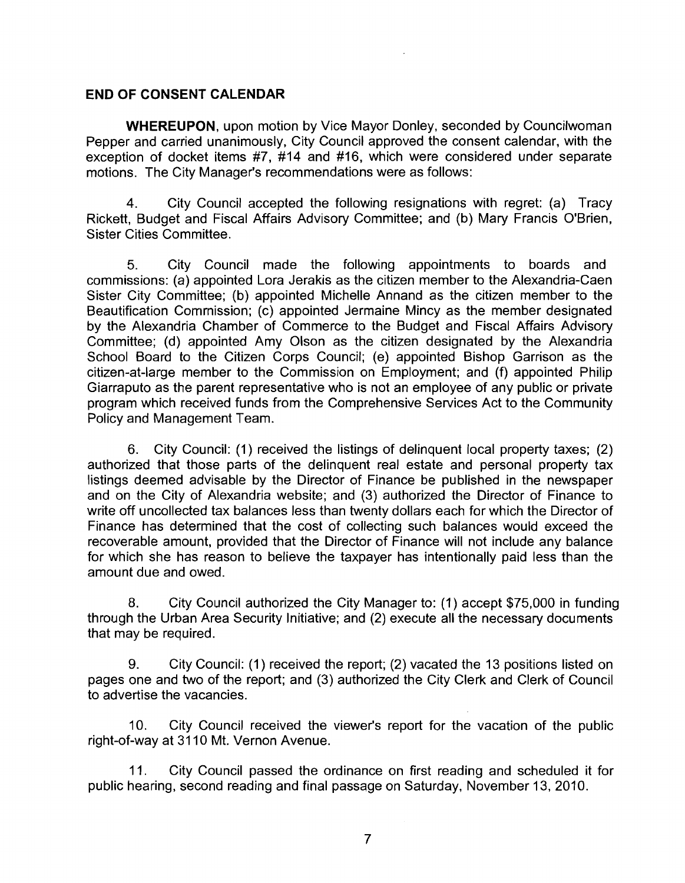**END OF CONSENT CALENDAR**

**WHEREUPON**, upon motion by Vice Mayor Donley, seconded by Councilwoman Pepper and carried unanimously, City Council approved the consent calendar, with the exception of docket items #7, #14 and #16, which were considered under separate motions. The City Manager's recommendations were as follows:

4. City Council accepted the following resignations with regret: (a) Tracy Rickett, Budget and Fiscal Affairs Advisory Committee; and (b) Mary Francis O'Brien, Sister Cities Committee.

5. City Council made the following appointments to boards and commissions: (a) appointed Lora Jerakis as the citizen member to the Alexandria-Caen Sister City Committee; (b) appointed Michelle Annand as the citizen member to the Beautification Commission; (c) appointed Jermaine Mincy as the member designated by the Alexandria Chamber of Commerce to the Budget and Fiscal Affairs Advisory Committee; (d) appointed Amy Olson as the citizen designated by the Alexandria School Board to the Citizen Corps Council; (e) appointed Bishop Garrison as the citizen-at-large member to the Commission on Employment; and (f) appointed Philip Giarraputo as the parent representative who is not an employee of any public or private program which received funds from the Comprehensive Services Act to the Community Policy and Management Team.

6. City Council: (1) received the listings of delinquent local property taxes; (2) authorized that those parts of the delinquent real estate and personal property tax listings deemed advisable by the Director of Finance be published in the newspaper and on the City of Alexandria website; and (3) authorized the Director of Finance to write off uncollected tax balances less than twenty dollars each for which the Director of Finance has determined that the cost of collecting such balances would exceed the recoverable amount, provided that the Director of Finance will not include any balance for which she has reason to believe the taxpayer has intentionally paid less than the amount due and owed.

8. City Council authorized the City Manager to: (1) accept $75,000 in funding through the Urban Area Security Initiative; and (2) execute all the necessary documents that may be required.

9. City Council: (1) received the report; (2) vacated the 13 positions listed on pages one and two of the report; and (3) authorized the City Clerk and Clerk of Council to advertise the vacancies.

10. City Council received the viewer's report for the vacation of the public right-of-way at 3110 Mt. Vernon Avenue.

11. City Council passed the ordinance on first reading and scheduled it for public hearing, second reading and final passage on Saturday, November 13, 2010.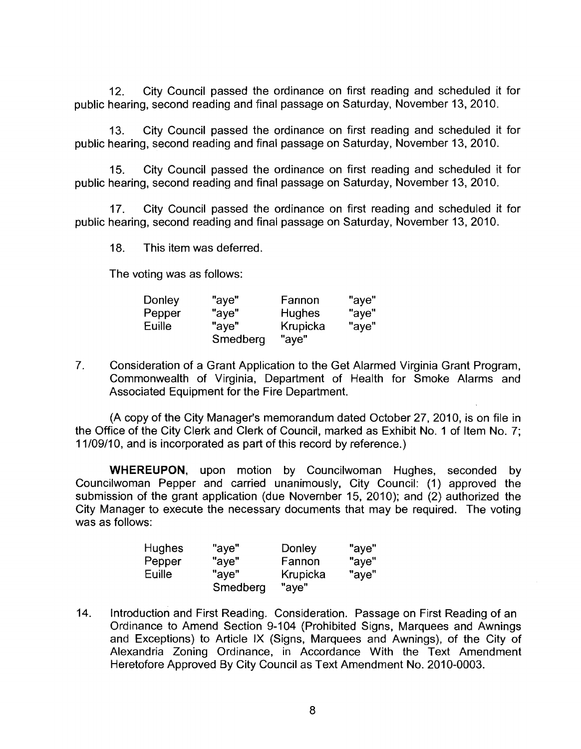12. City Council passed the ordinance on first reading and scheduled it for public hearing, second reading and final passage on Saturday, November 13, 2010.

13. City Council passed the ordinance on first reading and scheduled it for public hearing, second reading and final passage on Saturday, November 13, 2010.

15. City Council passed the ordinance on first reading and scheduled it for public hearing, second reading and final passage on Saturday, November 13, 2010.

17. City Council passed the ordinance on first reading and scheduled it for public hearing, second reading and final passage on Saturday, November 13, 2010.

18. This item was deferred.

The voting was as follows:

| | | | |
|---|---|---|---|
| Donley | "aye" | Fannon | "aye" |
| Pepper | "aye" | Hughes | "aye" |
| Euille | "aye" | Krupicka | "aye" |
| | Smedberg | "aye" | |

7. Consideration of a Grant Application to the Get Alarmed Virginia Grant Program, Commonwealth of Virginia, Department of Health for Smoke Alarms and Associated Equipment for the Fire Department.

(A copy of the City Manager's memorandum dated October 27, 2010, is on file in the Office of the City Clerk and Clerk of Council, marked as Exhibit No. 1 of Item No. 7; 11/09/10, and is incorporated as part of this record by reference.)

**WHEREUPON**, upon motion by Councilwoman Hughes, seconded by Councilwoman Pepper and carried unanimously, City Council: (1) approved the submission of the grant application (due November 15, 2010); and (2) authorized the City Manager to execute the necessary documents that may be required. The voting was as follows:

| | | | |
|---|---|---|---|
| Hughes | "aye" | Donley | "aye" |
| Pepper | "aye" | Fannon | "aye" |
| Euille | "aye" | Krupicka | "aye" |
| | Smedberg | "aye" | |

14. Introduction and First Reading. Consideration. Passage on First Reading of an Ordinance to Amend Section 9-104 (Prohibited Signs, Marquees and Awnings and Exceptions) to Article IX (Signs, Marquees and Awnings), of the City of Alexandria Zoning Ordinance, in Accordance With the Text Amendment Heretofore Approved By City Council as Text Amendment No. 2010-0003.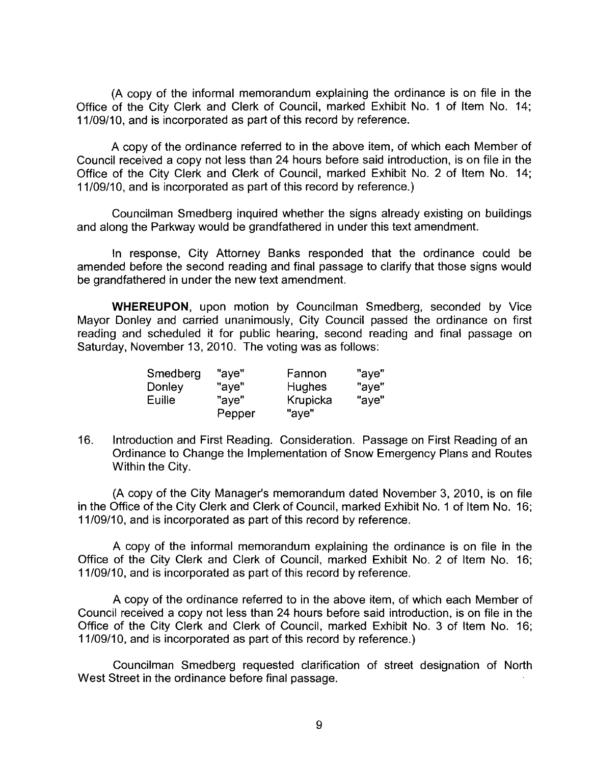(A copy of the informal memorandum explaining the ordinance is on file in the Office of the City Clerk and Clerk of Council, marked Exhibit No. 1 of Item No. 14; 11/09/10, and is incorporated as part of this record by reference.

A copy of the ordinance referred to in the above item, of which each Member of Council received a copy not less than 24 hours before said introduction, is on file in the Office of the City Clerk and Clerk of Council, marked Exhibit No. 2 of Item No. 14; 11/09/10, and is incorporated as part of this record by reference.)

Councilman Smedberg inquired whether the signs already existing on buildings and along the Parkway would be grandfathered in under this text amendment.

In response, City Attorney Banks responded that the ordinance could be amended before the second reading and final passage to clarify that those signs would be grandfathered in under the new text amendment.

**WHEREUPON**, upon motion by Councilman Smedberg, seconded by Vice Mayor Donley and carried unanimously, City Council passed the ordinance on first reading and scheduled it for public hearing, second reading and final passage on Saturday, November 13, 2010. The voting was as follows:

| | | | |
|---|---|---|---|
| Smedberg | "aye" | Fannon | "aye" |
| Donley | "aye" | Hughes | "aye" |
| Euille | "aye" | Krupicka | "aye" |
| | Pepper | "aye" | |

16. Introduction and First Reading. Consideration. Passage on First Reading of an Ordinance to Change the Implementation of Snow Emergency Plans and Routes Within the City.

(A copy of the City Manager's memorandum dated November 3, 2010, is on file in the Office of the City Clerk and Clerk of Council, marked Exhibit No. 1 of Item No. 16; 11/09/10, and is incorporated as part of this record by reference.

A copy of the informal memorandum explaining the ordinance is on file in the Office of the City Clerk and Clerk of Council, marked Exhibit No. 2 of Item No. 16; 11/09/10, and is incorporated as part of this record by reference.

A copy of the ordinance referred to in the above item, of which each Member of Council received a copy not less than 24 hours before said introduction, is on file in the Office of the City Clerk and Clerk of Council, marked Exhibit No. 3 of Item No. 16; 11/09/10, and is incorporated as part of this record by reference.)

Councilman Smedberg requested clarification of street designation of North West Street in the ordinance before final passage.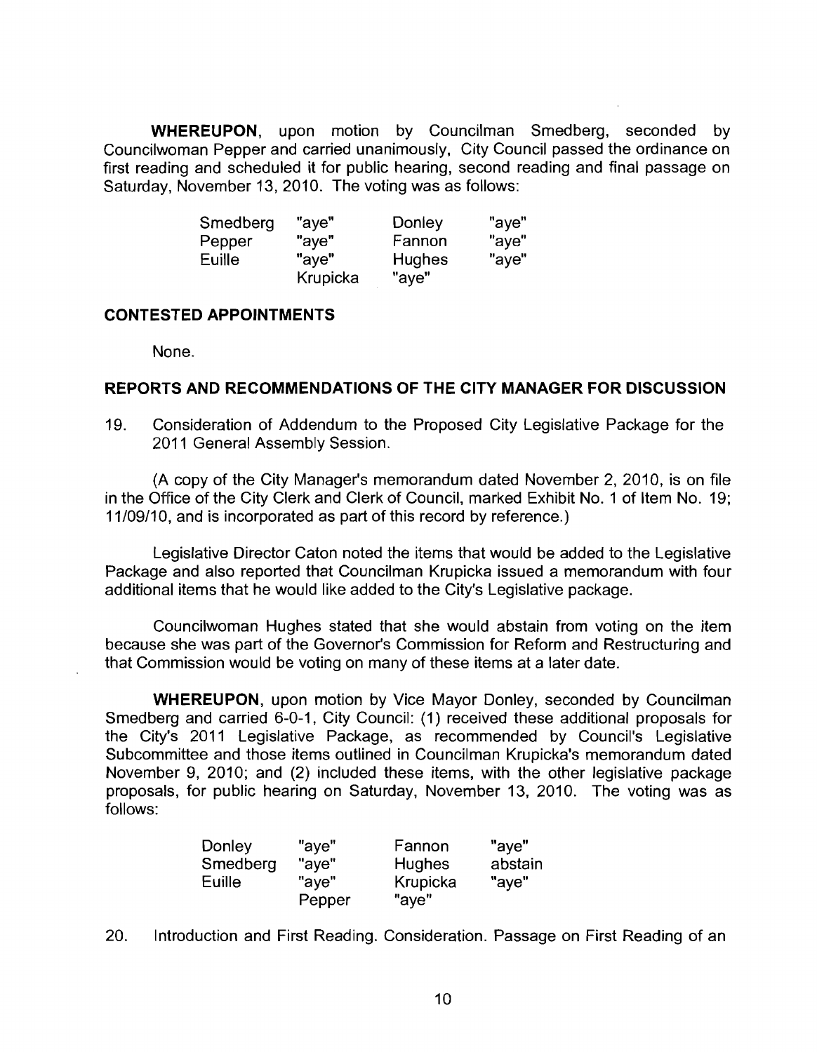**WHEREUPON**, upon motion by Councilman Smedberg, seconded by Councilwoman Pepper and carried unanimously, City Council passed the ordinance on first reading and scheduled it for public hearing, second reading and final passage on Saturday, November 13, 2010. The voting was as follows:

| | | | |
|---|---|---|---|
| Smedberg | "aye" | Donley | "aye" |
| Pepper | "aye" | Fannon | "aye" |
| Euille | "aye" | Hughes | "aye" |
| | Krupicka | "aye" | |

**CONTESTED APPOINTMENTS**

None.

**REPORTS AND RECOMMENDATIONS OF THE CITY MANAGER FOR DISCUSSION**

19. Consideration of Addendum to the Proposed City Legislative Package for the 2011 General Assembly Session.

(A copy of the City Manager's memorandum dated November 2, 2010, is on file in the Office of the City Clerk and Clerk of Council, marked Exhibit No. 1 of Item No. 19; 11/09/10, and is incorporated as part of this record by reference.)

Legislative Director Caton noted the items that would be added to the Legislative Package and also reported that Councilman Krupicka issued a memorandum with four additional items that he would like added to the City's Legislative package.

Councilwoman Hughes stated that she would abstain from voting on the item because she was part of the Governor's Commission for Reform and Restructuring and that Commission would be voting on many of these items at a later date.

**WHEREUPON**, upon motion by Vice Mayor Donley, seconded by Councilman Smedberg and carried 6-0-1, City Council: (1) received these additional proposals for the City's 2011 Legislative Package, as recommended by Council's Legislative Subcommittee and those items outlined in Councilman Krupicka's memorandum dated November 9, 2010; and (2) included these items, with the other legislative package proposals, for public hearing on Saturday, November 13, 2010. The voting was as follows:

| | | | |
|---|---|---|---|
| Donley | "aye" | Fannon | "aye" |
| Smedberg | "aye" | Hughes | abstain |
| Euille | "aye" | Krupicka | "aye" |
| | Pepper | "aye" | |

20. Introduction and First Reading. Consideration. Passage on First Reading of an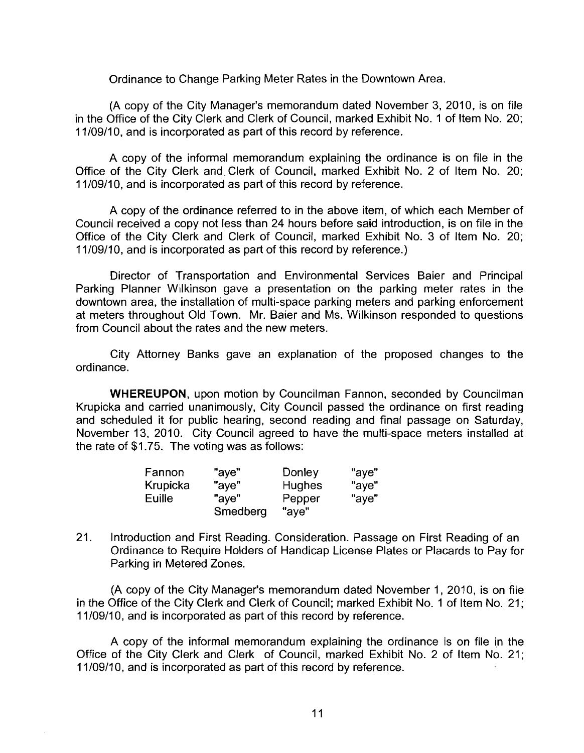Ordinance to Change Parking Meter Rates in the Downtown Area.

(A copy of the City Manager's memorandum dated November 3, 2010, is on file in the Office of the City Clerk and Clerk of Council, marked Exhibit No. 1 of Item No. 20; 11/09/10, and is incorporated as part of this record by reference.

A copy of the informal memorandum explaining the ordinance is on file in the Office of the City Clerk and Clerk of Council, marked Exhibit No. 2 of Item No. 20; 11/09/10, and is incorporated as part of this record by reference.

A copy of the ordinance referred to in the above item, of which each Member of Council received a copy not less than 24 hours before said introduction, is on file in the Office of the City Clerk and Clerk of Council, marked Exhibit No. 3 of Item No. 20; 11/09/10, and is incorporated as part of this record by reference.)

Director of Transportation and Environmental Services Baier and Principal Parking Planner Wilkinson gave a presentation on the parking meter rates in the downtown area, the installation of multi-space parking meters and parking enforcement at meters throughout Old Town. Mr. Baier and Ms. Wilkinson responded to questions from Council about the rates and the new meters.

City Attorney Banks gave an explanation of the proposed changes to the ordinance.

**WHEREUPON**, upon motion by Councilman Fannon, seconded by Councilman Krupicka and carried unanimously, City Council passed the ordinance on first reading and scheduled it for public hearing, second reading and final passage on Saturday, November 13, 2010. City Council agreed to have the multi-space meters installed at the rate of $1.75. The voting was as follows:

| | | | |
|---|---|---|---|
| Fannon | "aye" | Donley | "aye" |
| Krupicka | "aye" | Hughes | "aye" |
| Euille | "aye" | Pepper | "aye" |
| | Smedberg | "aye" | |

21. Introduction and First Reading. Consideration. Passage on First Reading of an Ordinance to Require Holders of Handicap License Plates or Placards to Pay for Parking in Metered Zones.

(A copy of the City Manager's memorandum dated November 1, 2010, is on file in the Office of the City Clerk and Clerk of Council; marked Exhibit No. 1 of Item No. 21; 11/09/10, and is incorporated as part of this record by reference.

A copy of the informal memorandum explaining the ordinance is on file in the Office of the City Clerk and Clerk of Council, marked Exhibit No. 2 of Item No. 21; 11/09/10, and is incorporated as part of this record by reference.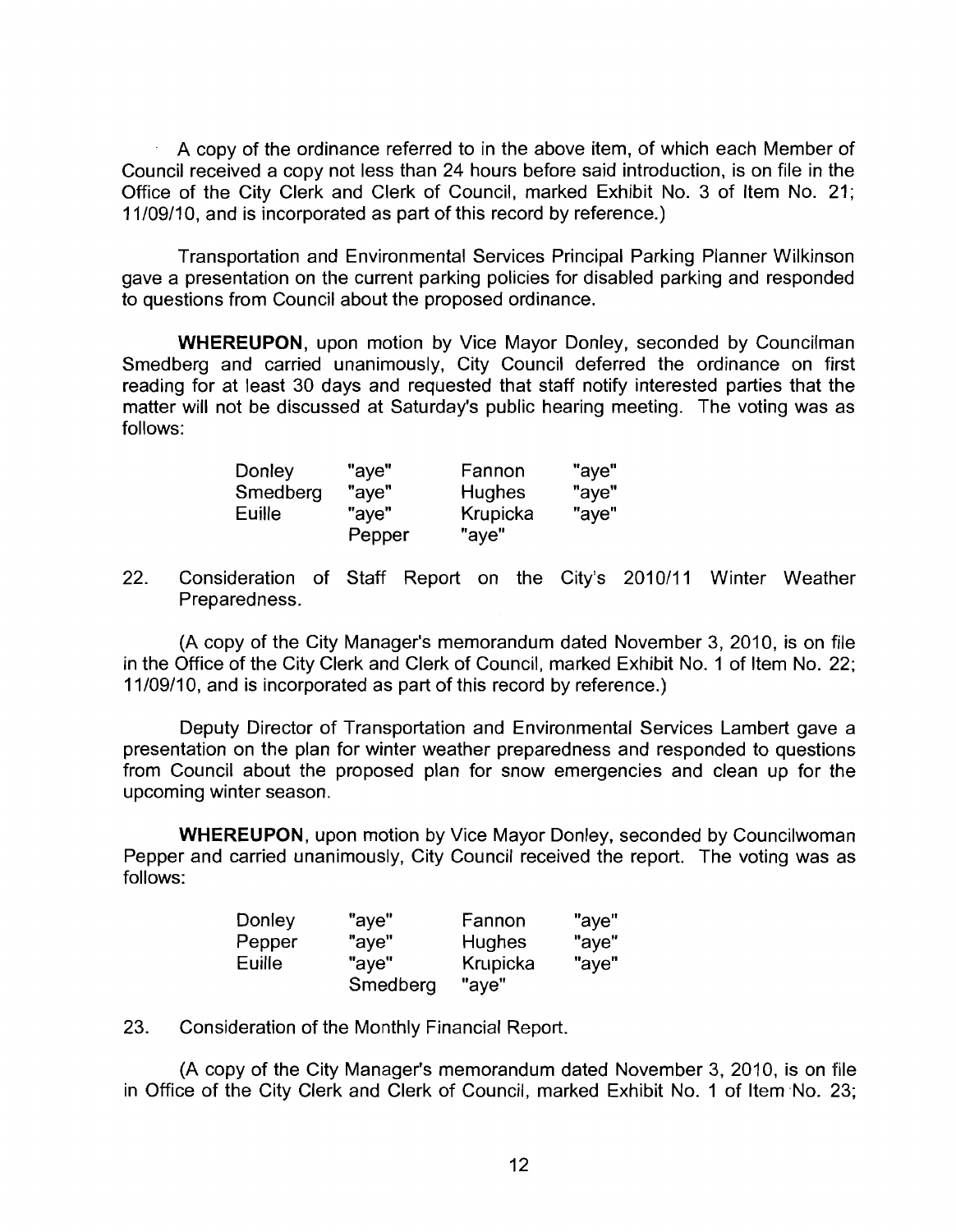A copy of the ordinance referred to in the above item, of which each Member of Council received a copy not less than 24 hours before said introduction, is on file in the Office of the City Clerk and Clerk of Council, marked Exhibit No. 3 of Item No. 21; 11/09/10, and is incorporated as part of this record by reference.)

Transportation and Environmental Services Principal Parking Planner Wilkinson gave a presentation on the current parking policies for disabled parking and responded to questions from Council about the proposed ordinance.

**WHEREUPON**, upon motion by Vice Mayor Donley, seconded by Councilman Smedberg and carried unanimously, City Council deferred the ordinance on first reading for at least 30 days and requested that staff notify interested parties that the matter will not be discussed at Saturday's public hearing meeting. The voting was as follows:

| | | | |
|---|---|---|---|
| Donley | "aye" | Fannon | "aye" |
| Smedberg | "aye" | Hughes | "aye" |
| Euille | "aye" | Krupicka | "aye" |
| | Pepper | "aye" | |

22. Consideration of Staff Report on the City's 2010/11 Winter Weather Preparedness.

(A copy of the City Manager's memorandum dated November 3, 2010, is on file in the Office of the City Clerk and Clerk of Council, marked Exhibit No. 1 of Item No. 22; 11/09/10, and is incorporated as part of this record by reference.)

Deputy Director of Transportation and Environmental Services Lambert gave a presentation on the plan for winter weather preparedness and responded to questions from Council about the proposed plan for snow emergencies and clean up for the upcoming winter season.

**WHEREUPON**, upon motion by Vice Mayor Donley, seconded by Councilwoman Pepper and carried unanimously, City Council received the report. The voting was as follows:

| | | | |
|---|---|---|---|
| Donley | "aye" | Fannon | "aye" |
| Pepper | "aye" | Hughes | "aye" |
| Euille | "aye" | Krupicka | "aye" |
| | Smedberg | "aye" | |

23. Consideration of the Monthly Financial Report.

(A copy of the City Manager's memorandum dated November 3, 2010, is on file in Office of the City Clerk and Clerk of Council, marked Exhibit No. 1 of Item No. 23;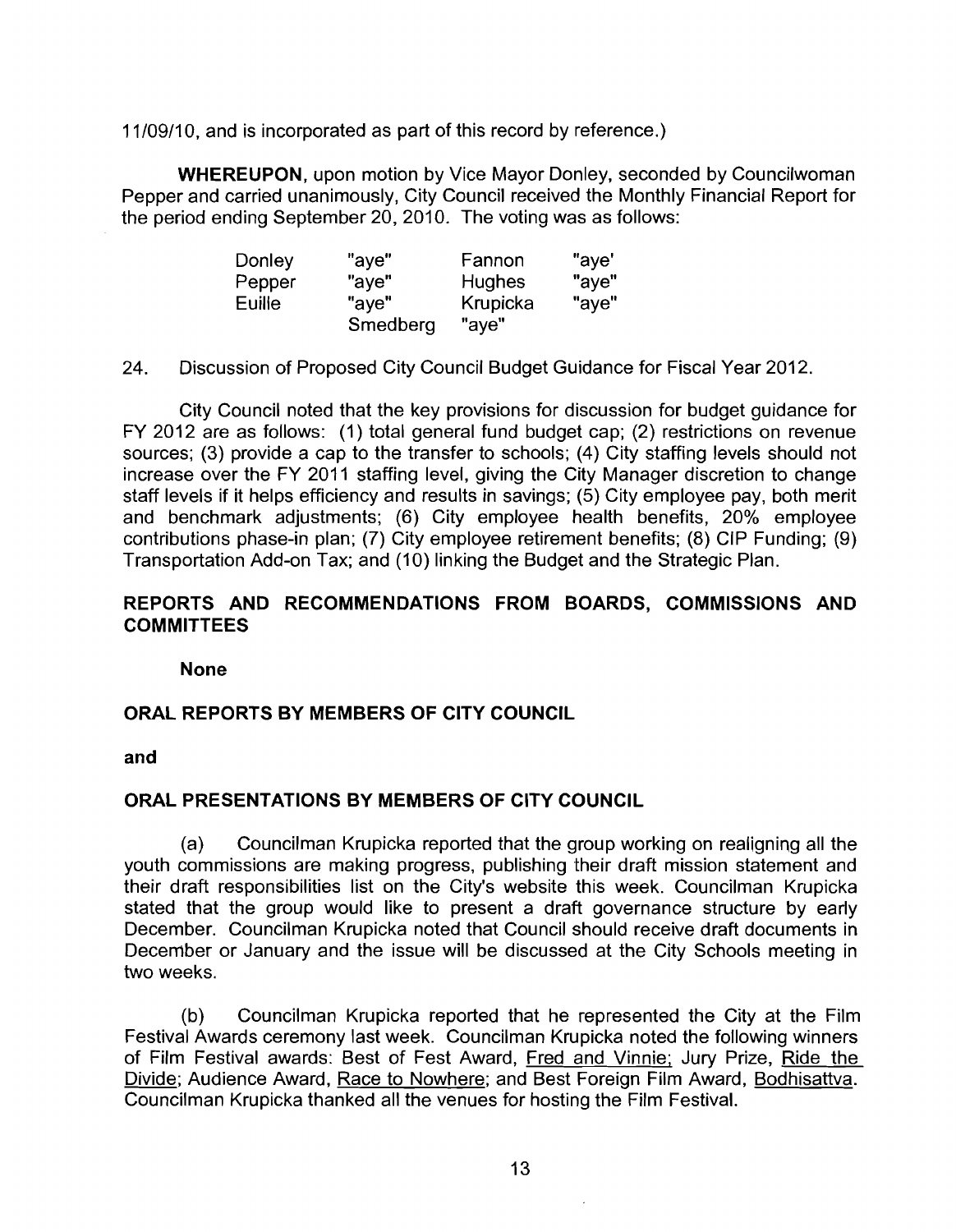11/09/10, and is incorporated as part of this record by reference.)

**WHEREUPON**, upon motion by Vice Mayor Donley, seconded by Councilwoman Pepper and carried unanimously, City Council received the Monthly Financial Report for the period ending September 20, 2010. The voting was as follows:

| | | | |
|---|---|---|---|
| Donley | "aye" | Fannon | "aye' |
| Pepper | "aye" | Hughes | "aye" |
| Euille | "aye" | Krupicka | "aye" |
| | Smedberg | "aye" | |

24. Discussion of Proposed City Council Budget Guidance for Fiscal Year 2012.

City Council noted that the key provisions for discussion for budget guidance for FY 2012 are as follows: (1) total general fund budget cap; (2) restrictions on revenue sources; (3) provide a cap to the transfer to schools; (4) City staffing levels should not increase over the FY 2011 staffing level, giving the City Manager discretion to change staff levels if it helps efficiency and results in savings; (5) City employee pay, both merit and benchmark adjustments; (6) City employee health benefits, 20% employee contributions phase-in plan; (7) City employee retirement benefits; (8) CIP Funding; (9) Transportation Add-on Tax; and (10) linking the Budget and the Strategic Plan.

## REPORTS AND RECOMMENDATIONS FROM BOARDS, COMMISSIONS AND COMMITTEES

**None**

## ORAL REPORTS BY MEMBERS OF CITY COUNCIL

**and**

## ORAL PRESENTATIONS BY MEMBERS OF CITY COUNCIL

(a) Councilman Krupicka reported that the group working on realigning all the youth commissions are making progress, publishing their draft mission statement and their draft responsibilities list on the City's website this week. Councilman Krupicka stated that the group would like to present a draft governance structure by early December. Councilman Krupicka noted that Council should receive draft documents in December or January and the issue will be discussed at the City Schools meeting in two weeks.

(b) Councilman Krupicka reported that he represented the City at the Film Festival Awards ceremony last week. Councilman Krupicka noted the following winners of Film Festival awards: Best of Fest Award, Fred and Vinnie; Jury Prize, Ride the Divide; Audience Award, Race to Nowhere; and Best Foreign Film Award, Bodhisattva. Councilman Krupicka thanked all the venues for hosting the Film Festival.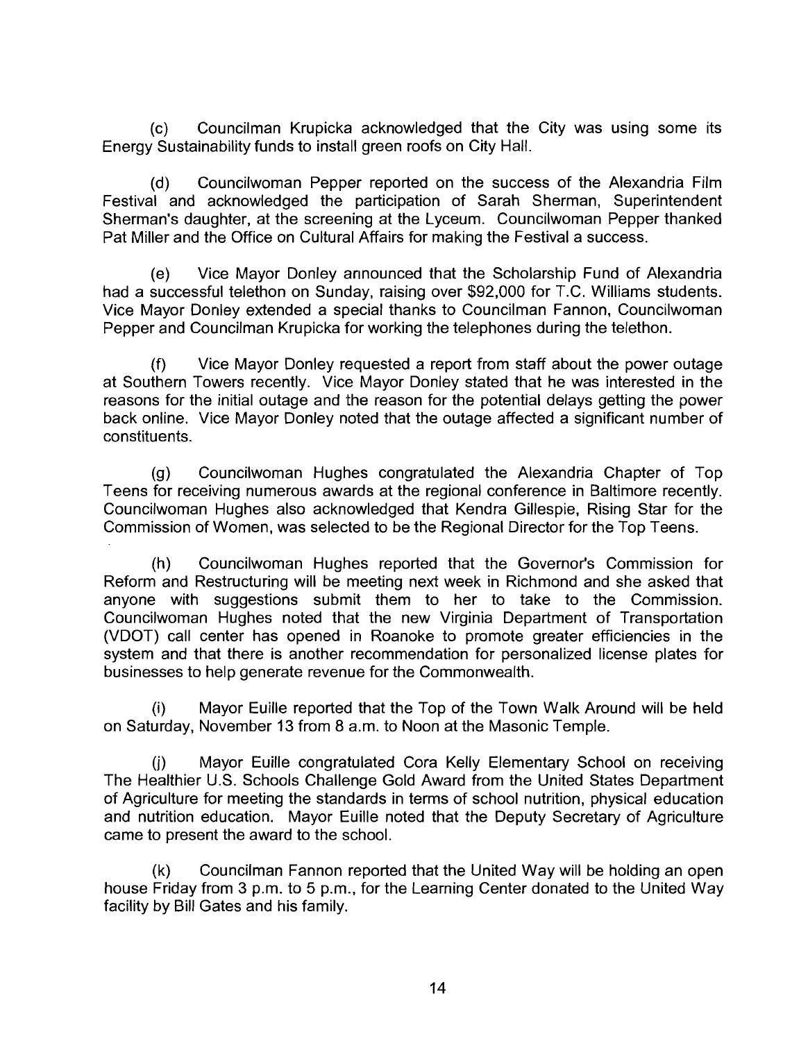(c) Councilman Krupicka acknowledged that the City was using some its Energy Sustainability funds to install green roofs on City Hall.

(d) Councilwoman Pepper reported on the success of the Alexandria Film Festival and acknowledged the participation of Sarah Sherman, Superintendent Sherman's daughter, at the screening at the Lyceum. Councilwoman Pepper thanked Pat Miller and the Office on Cultural Affairs for making the Festival a success.

(e) Vice Mayor Donley announced that the Scholarship Fund of Alexandria had a successful telethon on Sunday, raising over $92,000 for T.C. Williams students. Vice Mayor Donley extended a special thanks to Councilman Fannon, Councilwoman Pepper and Councilman Krupicka for working the telephones during the telethon.

(f) Vice Mayor Donley requested a report from staff about the power outage at Southern Towers recently. Vice Mayor Donley stated that he was interested in the reasons for the initial outage and the reason for the potential delays getting the power back online. Vice Mayor Donley noted that the outage affected a significant number of constituents.

(g) Councilwoman Hughes congratulated the Alexandria Chapter of Top Teens for receiving numerous awards at the regional conference in Baltimore recently. Councilwoman Hughes also acknowledged that Kendra Gillespie, Rising Star for the Commission of Women, was selected to be the Regional Director for the Top Teens.

(h) Councilwoman Hughes reported that the Governor's Commission for Reform and Restructuring will be meeting next week in Richmond and she asked that anyone with suggestions submit them to her to take to the Commission. Councilwoman Hughes noted that the new Virginia Department of Transportation (VDOT) call center has opened in Roanoke to promote greater efficiencies in the system and that there is another recommendation for personalized license plates for businesses to help generate revenue for the Commonwealth.

(i) Mayor Euille reported that the Top of the Town Walk Around will be held on Saturday, November 13 from 8 a.m. to Noon at the Masonic Temple.

(j) Mayor Euille congratulated Cora Kelly Elementary School on receiving The Healthier U.S. Schools Challenge Gold Award from the United States Department of Agriculture for meeting the standards in terms of school nutrition, physical education and nutrition education. Mayor Euille noted that the Deputy Secretary of Agriculture came to present the award to the school.

(k) Councilman Fannon reported that the United Way will be holding an open house Friday from 3 p.m. to 5 p.m., for the Learning Center donated to the United Way facility by Bill Gates and his family.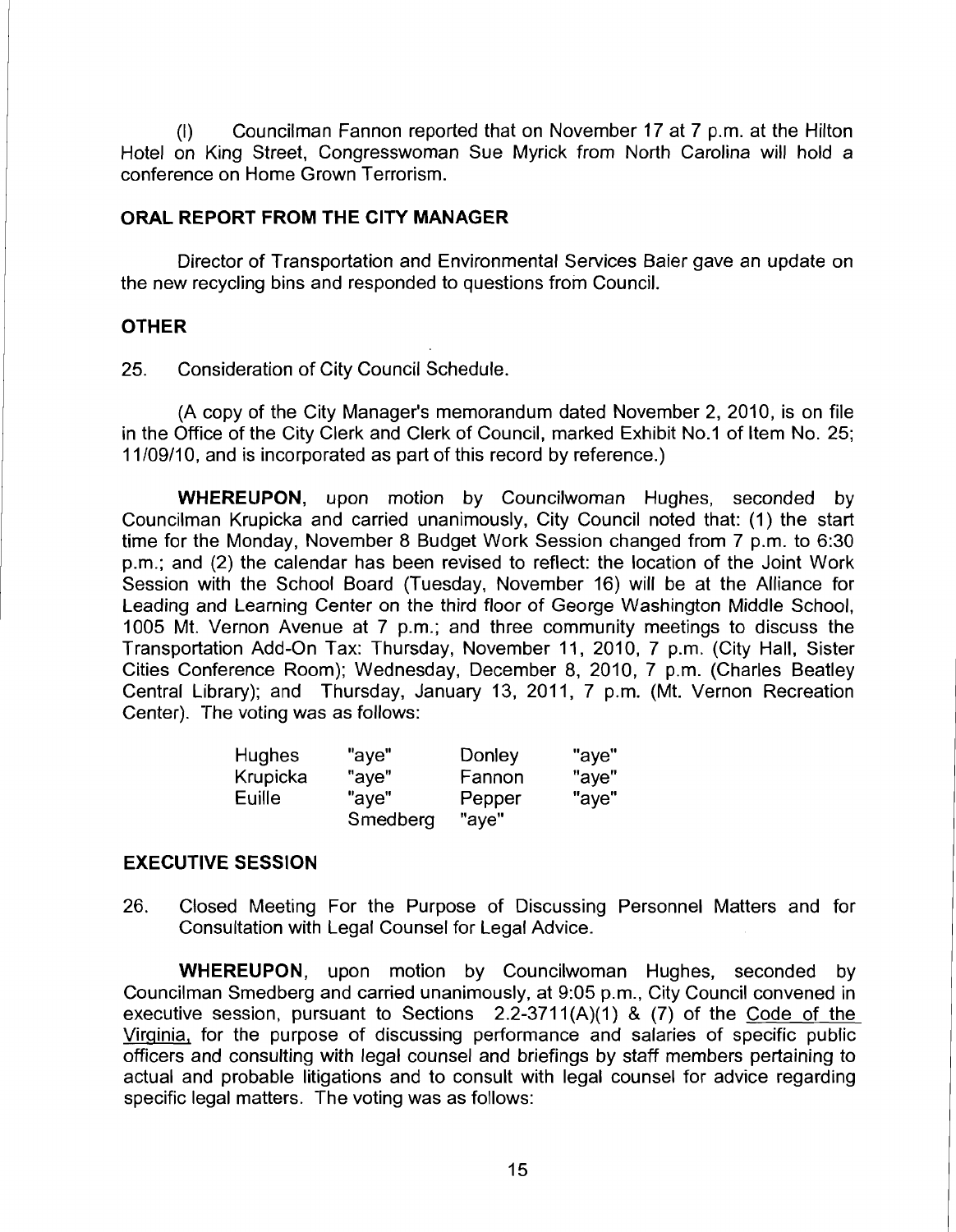(l) Councilman Fannon reported that on November 17 at 7 p.m. at the Hilton Hotel on King Street, Congresswoman Sue Myrick from North Carolina will hold a conference on Home Grown Terrorism.

**ORAL REPORT FROM THE CITY MANAGER**

Director of Transportation and Environmental Services Baier gave an update on the new recycling bins and responded to questions from Council.

**OTHER**

25. Consideration of City Council Schedule.

(A copy of the City Manager's memorandum dated November 2, 2010, is on file in the Office of the City Clerk and Clerk of Council, marked Exhibit No.1 of Item No. 25; 11/09/10, and is incorporated as part of this record by reference.)

**WHEREUPON**, upon motion by Councilwoman Hughes, seconded by Councilman Krupicka and carried unanimously, City Council noted that: (1) the start time for the Monday, November 8 Budget Work Session changed from 7 p.m. to 6:30 p.m.; and (2) the calendar has been revised to reflect: the location of the Joint Work Session with the School Board (Tuesday, November 16) will be at the Alliance for Leading and Learning Center on the third floor of George Washington Middle School, 1005 Mt. Vernon Avenue at 7 p.m.; and three community meetings to discuss the Transportation Add-On Tax: Thursday, November 11, 2010, 7 p.m. (City Hall, Sister Cities Conference Room); Wednesday, December 8, 2010, 7 p.m. (Charles Beatley Central Library); and Thursday, January 13, 2011, 7 p.m. (Mt. Vernon Recreation Center). The voting was as follows:

| | | | |
|---|---|---|---|
| Hughes | "aye" | Donley | "aye" |
| Krupicka | "aye" | Fannon | "aye" |
| Euille | "aye" | Pepper | "aye" |
| | Smedberg | "aye" | |

**EXECUTIVE SESSION**

26. Closed Meeting For the Purpose of Discussing Personnel Matters and for Consultation with Legal Counsel for Legal Advice.

**WHEREUPON**, upon motion by Councilwoman Hughes, seconded by Councilman Smedberg and carried unanimously, at 9:05 p.m., City Council convened in executive session, pursuant to Sections 2.2-3711(A)(1) & (7) of the Code of the Virginia, for the purpose of discussing performance and salaries of specific public officers and consulting with legal counsel and briefings by staff members pertaining to actual and probable litigations and to consult with legal counsel for advice regarding specific legal matters. The voting was as follows: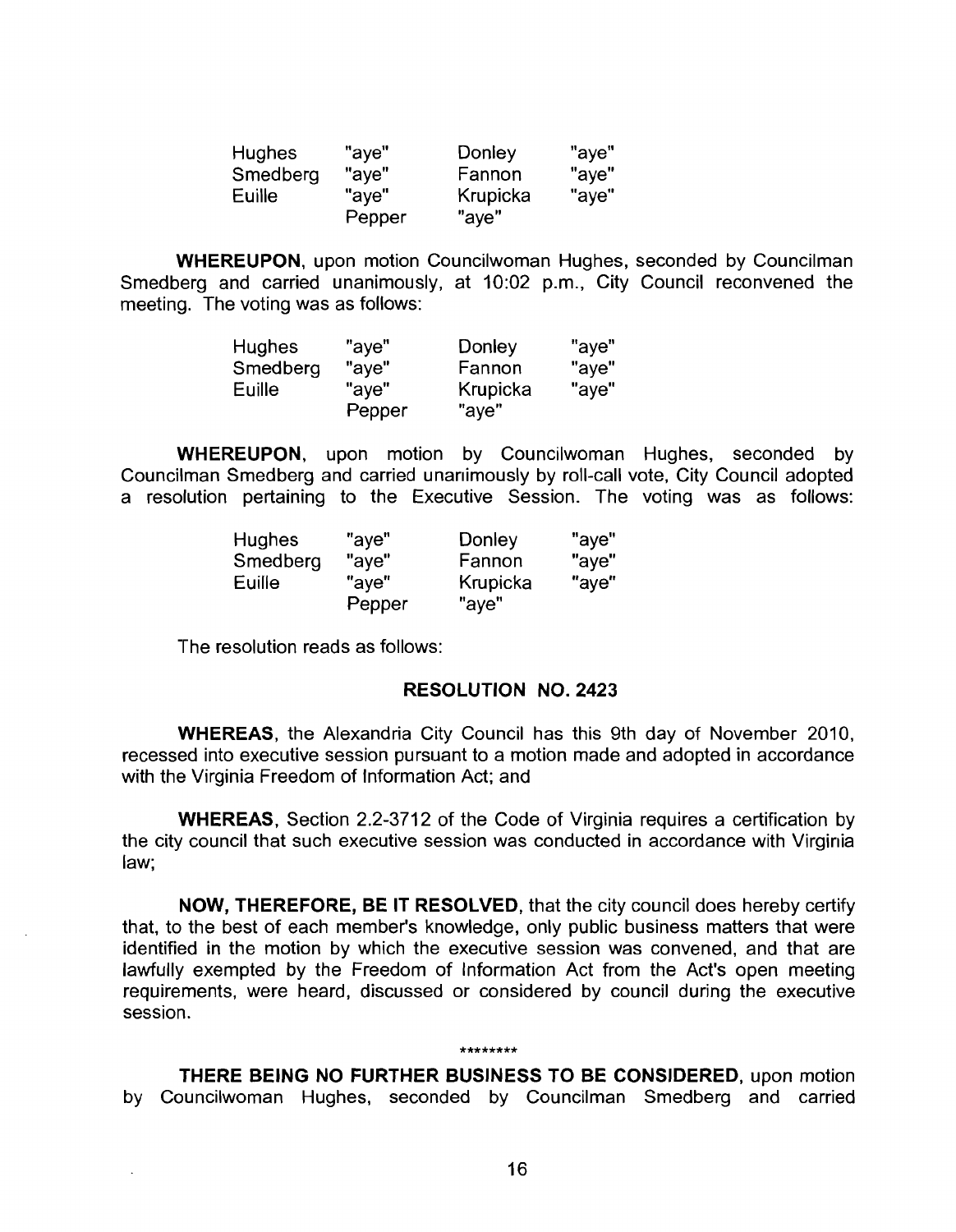| Hughes | "aye" | Donley | "aye" |
|---|---|---|---|
| Smedberg | "aye" | Fannon | "aye" |
| Euille | "aye" | Krupicka | "aye" |
| | Pepper | "aye" | |

**WHEREUPON**, upon motion Councilwoman Hughes, seconded by Councilman Smedberg and carried unanimously, at 10:02 p.m., City Council reconvened the meeting. The voting was as follows:

| Hughes | "aye" | Donley | "aye" |
|---|---|---|---|
| Smedberg | "aye" | Fannon | "aye" |
| Euille | "aye" | Krupicka | "aye" |
| | Pepper | "aye" | |

**WHEREUPON**, upon motion by Councilwoman Hughes, seconded by Councilman Smedberg and carried unanimously by roll-call vote, City Council adopted a resolution pertaining to the Executive Session. The voting was as follows:

| Hughes | "aye" | Donley | "aye" |
|---|---|---|---|
| Smedberg | "aye" | Fannon | "aye" |
| Euille | "aye" | Krupicka | "aye" |
| | Pepper | "aye" | |

The resolution reads as follows:

**RESOLUTION NO. 2423**

**WHEREAS**, the Alexandria City Council has this 9th day of November 2010, recessed into executive session pursuant to a motion made and adopted in accordance with the Virginia Freedom of Information Act; and

**WHEREAS**, Section 2.2-3712 of the Code of Virginia requires a certification by the city council that such executive session was conducted in accordance with Virginia law;

**NOW, THEREFORE, BE IT RESOLVED**, that the city council does hereby certify that, to the best of each member's knowledge, only public business matters that were identified in the motion by which the executive session was convened, and that are lawfully exempted by the Freedom of Information Act from the Act's open meeting requirements, were heard, discussed or considered by council during the executive session.

********

**THERE BEING NO FURTHER BUSINESS TO BE CONSIDERED**, upon motion by Councilwoman Hughes, seconded by Councilman Smedberg and carried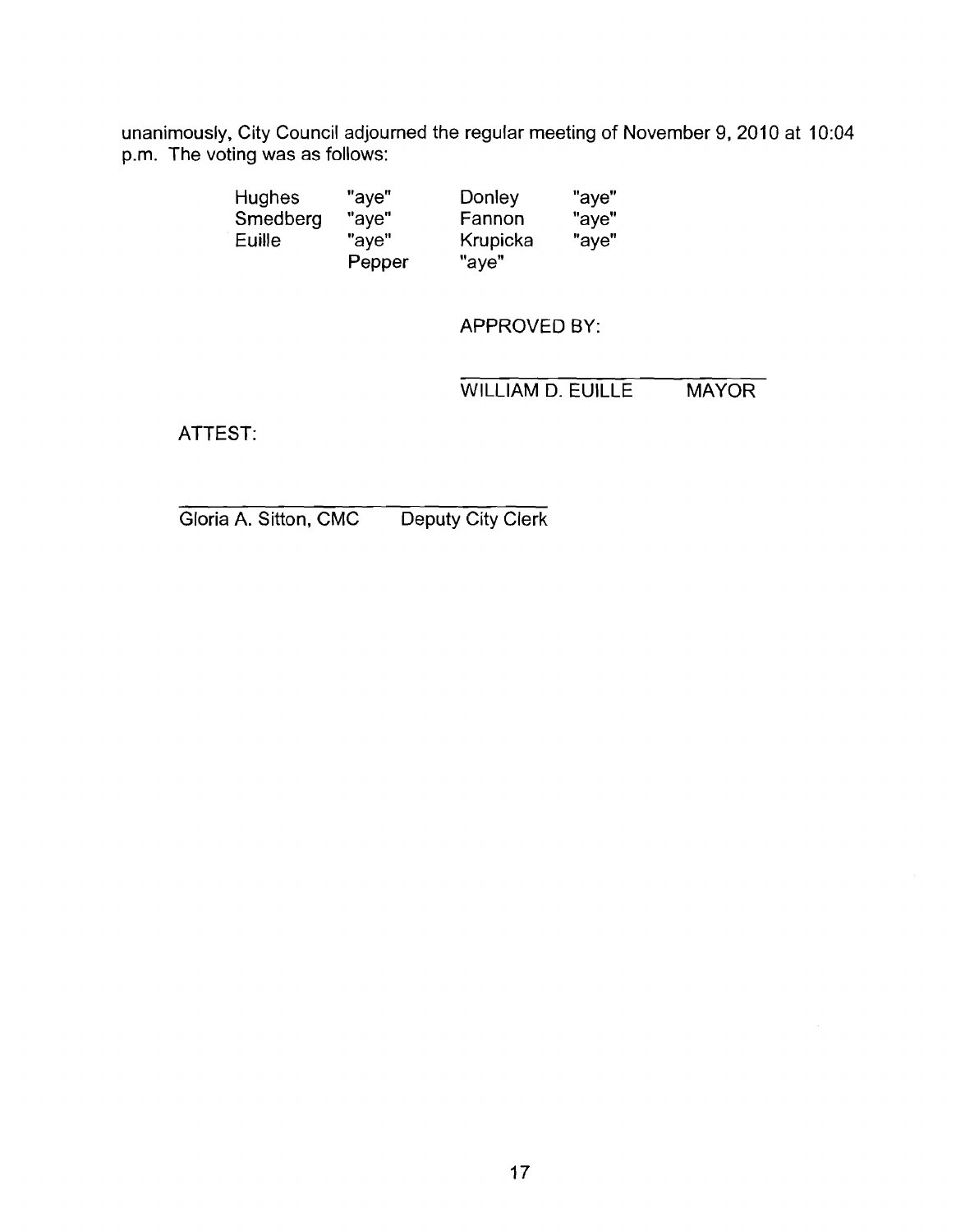unanimously, City Council adjourned the regular meeting of November 9, 2010 at 10:04 p.m. The voting was as follows:

| | | | |
|---|---|---|---|
| Hughes | "aye" | Donley | "aye" |
| Smedberg | "aye" | Fannon | "aye" |
| Euille | "aye" | Krupicka | "aye" |
| | Pepper | "aye" | |

APPROVED BY:

WILLIAM D. EUILLE MAYOR

ATTEST:

Gloria A. Sitton, CMC Deputy City Clerk